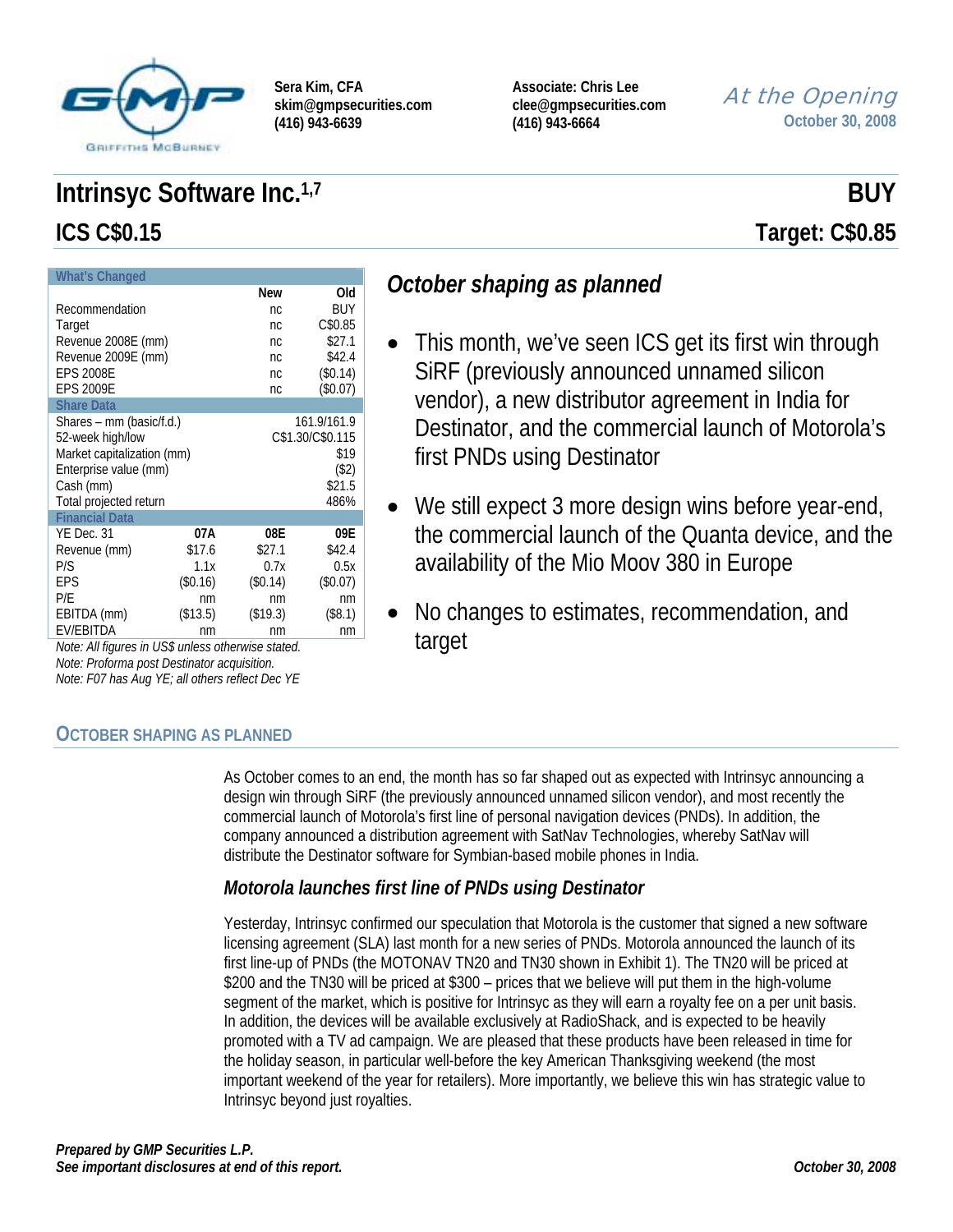Sera Kim, CFA
skim@gmpsecurities.com
(416) 943-6639

Associate: Chris Lee
clee@gmpsecurities.com
(416) 943-6664

*At the Opening*
October 30, 2008

# Intrinsyc Software Inc.[1,7]

**BUY**

## ICS C$0.15

**Target: C$0.85**

| What's Changed | | | |
|---|---|---|---|
| | | New | Old |
| Recommendation | | nc | BUY |
| Target | | nc | C$0.85 |
| Revenue 2008E (mm) | | nc | $27.1 |
| Revenue 2009E (mm) | | nc | $42.4 |
| EPS 2008E | | nc | ($0.14) |
| EPS 2009E | | nc | ($0.07) |
| **Share Data** | | | |
| Shares – mm (basic/f.d.) | | | 161.9/161.9 |
| 52-week high/low | | | C$1.30/C$0.115 |
| Market capitalization (mm) | | | $19 |
| Enterprise value (mm) | | | ($2) |
| Cash (mm) | | | $21.5 |
| Total projected return | | | 486% |
| **Financial Data** | | | |
| YE Dec. 31 | 07A | 08E | 09E |
| Revenue (mm) | $17.6 | $27.1 | $42.4 |
| P/S | 1.1x | 0.7x | 0.5x |
| EPS | ($0.16) | ($0.14) | ($0.07) |
| P/E | nm | nm | nm |
| EBITDA (mm) | ($13.5) | ($19.3) | ($8.1) |
| EV/EBITDA | nm | nm | nm |

*Note: All figures in US$ unless otherwise stated.*
*Note: Proforma post Destinator acquisition.*
*Note: F07 has Aug YE; all others reflect Dec YE*

## *October shaping as planned*

- This month, we've seen ICS get its first win through SiRF (previously announced unnamed silicon vendor), a new distributor agreement in India for Destinator, and the commercial launch of Motorola's first PNDs using Destinator
- We still expect 3 more design wins before year-end, the commercial launch of the Quanta device, and the availability of the Mio Moov 380 in Europe
- No changes to estimates, recommendation, and target

## October Shaping as Planned

As October comes to an end, the month has so far shaped out as expected with Intrinsyc announcing a design win through SiRF (the previously announced unnamed silicon vendor), and most recently the commercial launch of Motorola's first line of personal navigation devices (PNDs). In addition, the company announced a distribution agreement with SatNav Technologies, whereby SatNav will distribute the Destinator software for Symbian-based mobile phones in India.

### *Motorola launches first line of PNDs using Destinator*

Yesterday, Intrinsyc confirmed our speculation that Motorola is the customer that signed a new software licensing agreement (SLA) last month for a new series of PNDs. Motorola announced the launch of its first line-up of PNDs (the MOTONAV TN20 and TN30 shown in Exhibit 1). The TN20 will be priced at $200 and the TN30 will be priced at $300 – prices that we believe will put them in the high-volume segment of the market, which is positive for Intrinsyc as they will earn a royalty fee on a per unit basis. In addition, the devices will be available exclusively at RadioShack, and is expected to be heavily promoted with a TV ad campaign. We are pleased that these products have been released in time for the holiday season, in particular well-before the key American Thanksgiving weekend (the most important weekend of the year for retailers). More importantly, we believe this win has strategic value to Intrinsyc beyond just royalties.

***Prepared by GMP Securities L.P.***
***See important disclosures at end of this report.***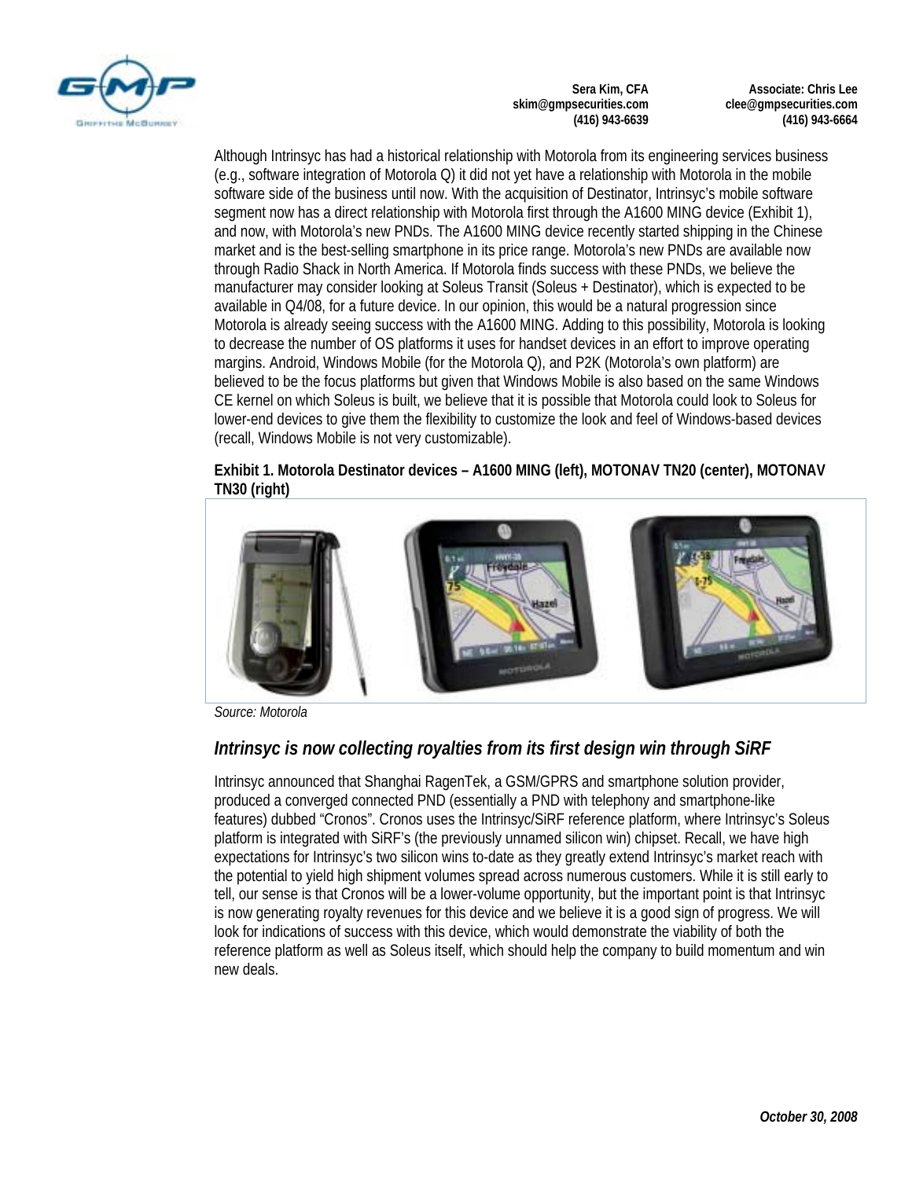Although Intrinsyc has had a historical relationship with Motorola from its engineering services business (e.g., software integration of Motorola Q) it did not yet have a relationship with Motorola in the mobile software side of the business until now. With the acquisition of Destinator, Intrinsyc's mobile software segment now has a direct relationship with Motorola first through the A1600 MING device (Exhibit 1), and now, with Motorola's new PNDs. The A1600 MING device recently started shipping in the Chinese market and is the best-selling smartphone in its price range. Motorola's new PNDs are available now through Radio Shack in North America. If Motorola finds success with these PNDs, we believe the manufacturer may consider looking at Soleus Transit (Soleus + Destinator), which is expected to be available in Q4/08, for a future device. In our opinion, this would be a natural progression since Motorola is already seeing success with the A1600 MING. Adding to this possibility, Motorola is looking to decrease the number of OS platforms it uses for handset devices in an effort to improve operating margins. Android, Windows Mobile (for the Motorola Q), and P2K (Motorola's own platform) are believed to be the focus platforms but given that Windows Mobile is also based on the same Windows CE kernel on which Soleus is built, we believe that it is possible that Motorola could look to Soleus for lower-end devices to give them the flexibility to customize the look and feel of Windows-based devices (recall, Windows Mobile is not very customizable).

**Exhibit 1. Motorola Destinator devices – A1600 MING (left), MOTONAV TN20 (center), MOTONAV TN30 (right)**

*Source: Motorola*

## *Intrinsyc is now collecting royalties from its first design win through SiRF*

Intrinsyc announced that Shanghai RagenTek, a GSM/GPRS and smartphone solution provider, produced a converged connected PND (essentially a PND with telephony and smartphone-like features) dubbed "Cronos". Cronos uses the Intrinsyc/SiRF reference platform, where Intrinsyc's Soleus platform is integrated with SiRF's (the previously unnamed silicon win) chipset. Recall, we have high expectations for Intrinsyc's two silicon wins to-date as they greatly extend Intrinsyc's market reach with the potential to yield high shipment volumes spread across numerous customers. While it is still early to tell, our sense is that Cronos will be a lower-volume opportunity, but the important point is that Intrinsyc is now generating royalty revenues for this device and we believe it is a good sign of progress. We will look for indications of success with this device, which would demonstrate the viability of both the reference platform as well as Soleus itself, which should help the company to build momentum and win new deals.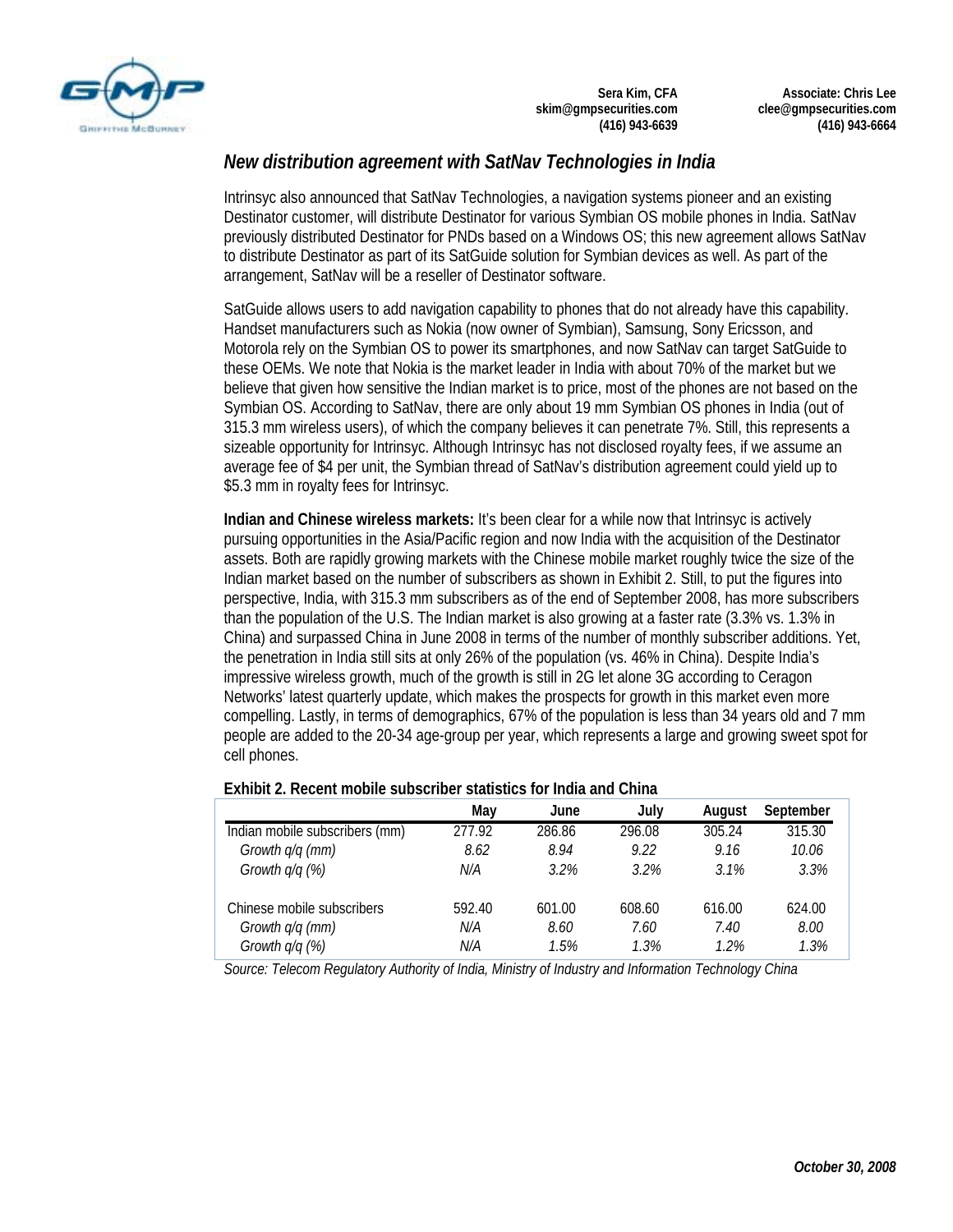## *New distribution agreement with SatNav Technologies in India*

Intrinsyc also announced that SatNav Technologies, a navigation systems pioneer and an existing Destinator customer, will distribute Destinator for various Symbian OS mobile phones in India. SatNav previously distributed Destinator for PNDs based on a Windows OS; this new agreement allows SatNav to distribute Destinator as part of its SatGuide solution for Symbian devices as well. As part of the arrangement, SatNav will be a reseller of Destinator software.

SatGuide allows users to add navigation capability to phones that do not already have this capability. Handset manufacturers such as Nokia (now owner of Symbian), Samsung, Sony Ericsson, and Motorola rely on the Symbian OS to power its smartphones, and now SatNav can target SatGuide to these OEMs. We note that Nokia is the market leader in India with about 70% of the market but we believe that given how sensitive the Indian market is to price, most of the phones are not based on the Symbian OS. According to SatNav, there are only about 19 mm Symbian OS phones in India (out of 315.3 mm wireless users), of which the company believes it can penetrate 7%. Still, this represents a sizeable opportunity for Intrinsyc. Although Intrinsyc has not disclosed royalty fees, if we assume an average fee of $4 per unit, the Symbian thread of SatNav's distribution agreement could yield up to $5.3 mm in royalty fees for Intrinsyc.

**Indian and Chinese wireless markets:** It's been clear for a while now that Intrinsyc is actively pursuing opportunities in the Asia/Pacific region and now India with the acquisition of the Destinator assets. Both are rapidly growing markets with the Chinese mobile market roughly twice the size of the Indian market based on the number of subscribers as shown in Exhibit 2. Still, to put the figures into perspective, India, with 315.3 mm subscribers as of the end of September 2008, has more subscribers than the population of the U.S. The Indian market is also growing at a faster rate (3.3% vs. 1.3% in China) and surpassed China in June 2008 in terms of the number of monthly subscriber additions. Yet, the penetration in India still sits at only 26% of the population (vs. 46% in China). Despite India's impressive wireless growth, much of the growth is still in 2G let alone 3G according to Ceragon Networks' latest quarterly update, which makes the prospects for growth in this market even more compelling. Lastly, in terms of demographics, 67% of the population is less than 34 years old and 7 mm people are added to the 20-34 age-group per year, which represents a large and growing sweet spot for cell phones.

**Exhibit 2. Recent mobile subscriber statistics for India and China**

| | May | June | July | August | September |
|---|---|---|---|---|---|
| Indian mobile subscribers (mm) | 277.92 | 286.86 | 296.08 | 305.24 | 315.30 |
| *Growth q/q (mm)* | *8.62* | *8.94* | *9.22* | *9.16* | *10.06* |
| *Growth q/q (%)* | *N/A* | *3.2%* | *3.2%* | *3.1%* | *3.3%* |
| | | | | | |
| Chinese mobile subscribers | 592.40 | 601.00 | 608.60 | 616.00 | 624.00 |
| *Growth q/q (mm)* | *N/A* | *8.60* | *7.60* | *7.40* | *8.00* |
| *Growth q/q (%)* | *N/A* | *1.5%* | *1.3%* | *1.2%* | *1.3%* |

*Source: Telecom Regulatory Authority of India, Ministry of Industry and Information Technology China*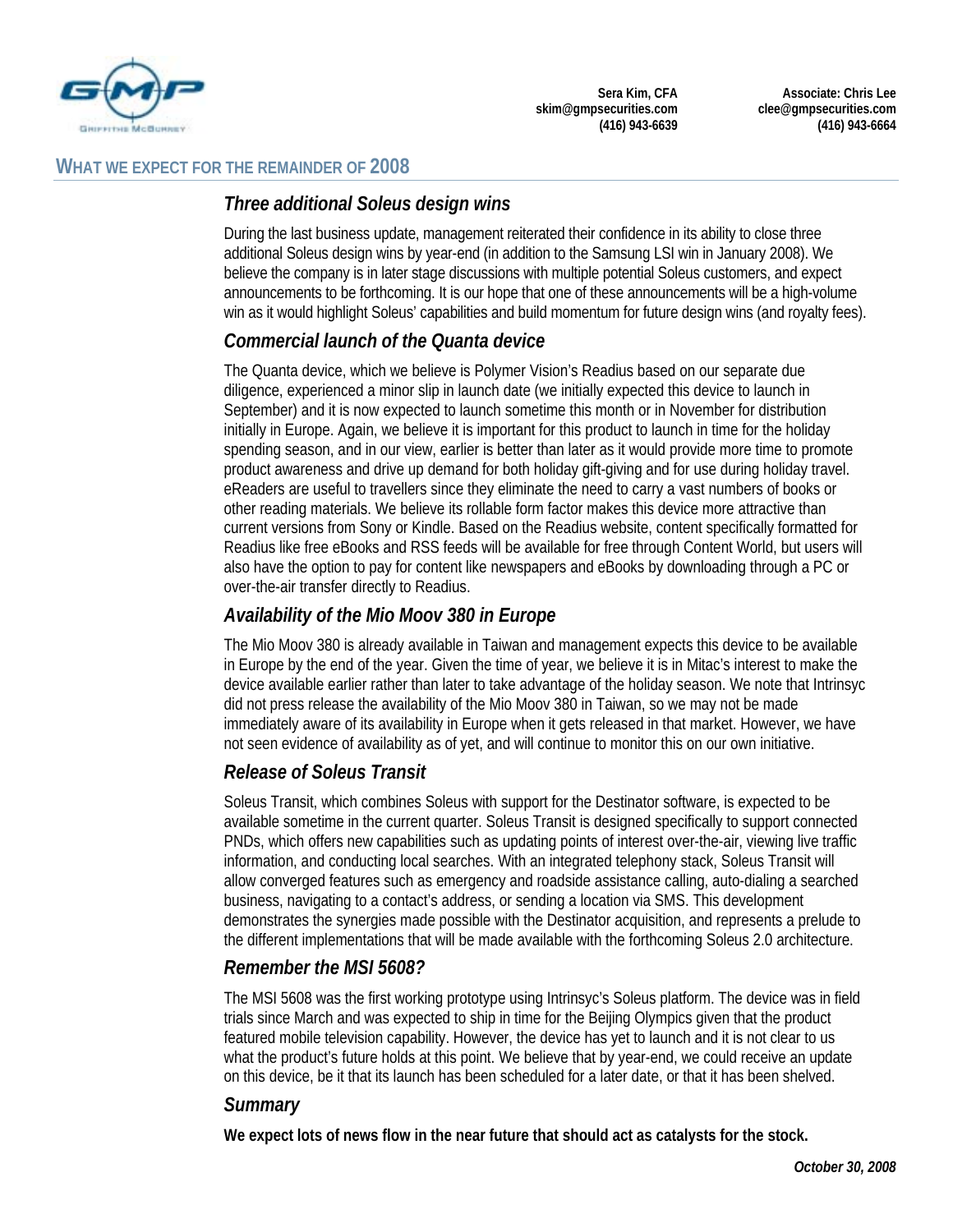## WHAT WE EXPECT FOR THE REMAINDER OF 2008

### *Three additional Soleus design wins*

During the last business update, management reiterated their confidence in its ability to close three additional Soleus design wins by year-end (in addition to the Samsung LSI win in January 2008). We believe the company is in later stage discussions with multiple potential Soleus customers, and expect announcements to be forthcoming. It is our hope that one of these announcements will be a high-volume win as it would highlight Soleus' capabilities and build momentum for future design wins (and royalty fees).

### *Commercial launch of the Quanta device*

The Quanta device, which we believe is Polymer Vision's Readius based on our separate due diligence, experienced a minor slip in launch date (we initially expected this device to launch in September) and it is now expected to launch sometime this month or in November for distribution initially in Europe. Again, we believe it is important for this product to launch in time for the holiday spending season, and in our view, earlier is better than later as it would provide more time to promote product awareness and drive up demand for both holiday gift-giving and for use during holiday travel. eReaders are useful to travellers since they eliminate the need to carry a vast numbers of books or other reading materials. We believe its rollable form factor makes this device more attractive than current versions from Sony or Kindle. Based on the Readius website, content specifically formatted for Readius like free eBooks and RSS feeds will be available for free through Content World, but users will also have the option to pay for content like newspapers and eBooks by downloading through a PC or over-the-air transfer directly to Readius.

### *Availability of the Mio Moov 380 in Europe*

The Mio Moov 380 is already available in Taiwan and management expects this device to be available in Europe by the end of the year. Given the time of year, we believe it is in Mitac's interest to make the device available earlier rather than later to take advantage of the holiday season. We note that Intrinsyc did not press release the availability of the Mio Moov 380 in Taiwan, so we may not be made immediately aware of its availability in Europe when it gets released in that market. However, we have not seen evidence of availability as of yet, and will continue to monitor this on our own initiative.

### *Release of Soleus Transit*

Soleus Transit, which combines Soleus with support for the Destinator software, is expected to be available sometime in the current quarter. Soleus Transit is designed specifically to support connected PNDs, which offers new capabilities such as updating points of interest over-the-air, viewing live traffic information, and conducting local searches. With an integrated telephony stack, Soleus Transit will allow converged features such as emergency and roadside assistance calling, auto-dialing a searched business, navigating to a contact's address, or sending a location via SMS. This development demonstrates the synergies made possible with the Destinator acquisition, and represents a prelude to the different implementations that will be made available with the forthcoming Soleus 2.0 architecture.

### *Remember the MSI 5608?*

The MSI 5608 was the first working prototype using Intrinsyc's Soleus platform. The device was in field trials since March and was expected to ship in time for the Beijing Olympics given that the product featured mobile television capability. However, the device has yet to launch and it is not clear to us what the product's future holds at this point. We believe that by year-end, we could receive an update on this device, be it that its launch has been scheduled for a later date, or that it has been shelved.

### *Summary*

**We expect lots of news flow in the near future that should act as catalysts for the stock.**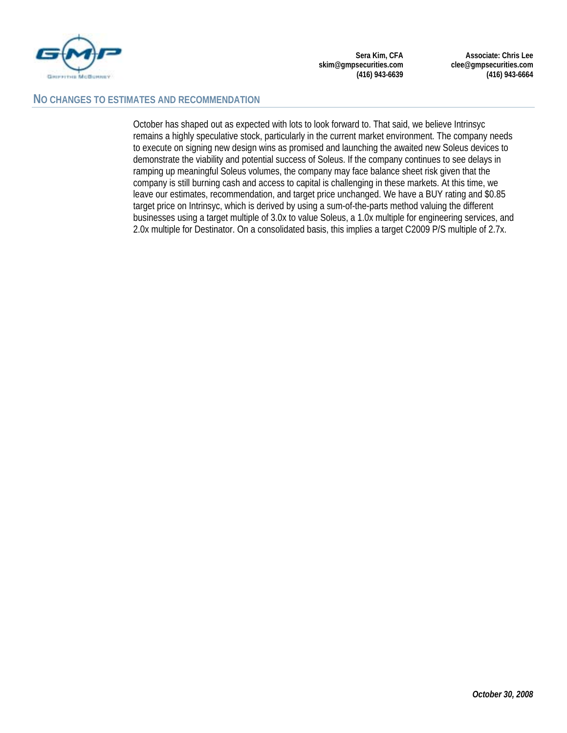## NO CHANGES TO ESTIMATES AND RECOMMENDATION

October has shaped out as expected with lots to look forward to. That said, we believe Intrinsyc remains a highly speculative stock, particularly in the current market environment. The company needs to execute on signing new design wins as promised and launching the awaited new Soleus devices to demonstrate the viability and potential success of Soleus. If the company continues to see delays in ramping up meaningful Soleus volumes, the company may face balance sheet risk given that the company is still burning cash and access to capital is challenging in these markets. At this time, we leave our estimates, recommendation, and target price unchanged. We have a BUY rating and $0.85 target price on Intrinsyc, which is derived by using a sum-of-the-parts method valuing the different businesses using a target multiple of 3.0x to value Soleus, a 1.0x multiple for engineering services, and 2.0x multiple for Destinator. On a consolidated basis, this implies a target C2009 P/S multiple of 2.7x.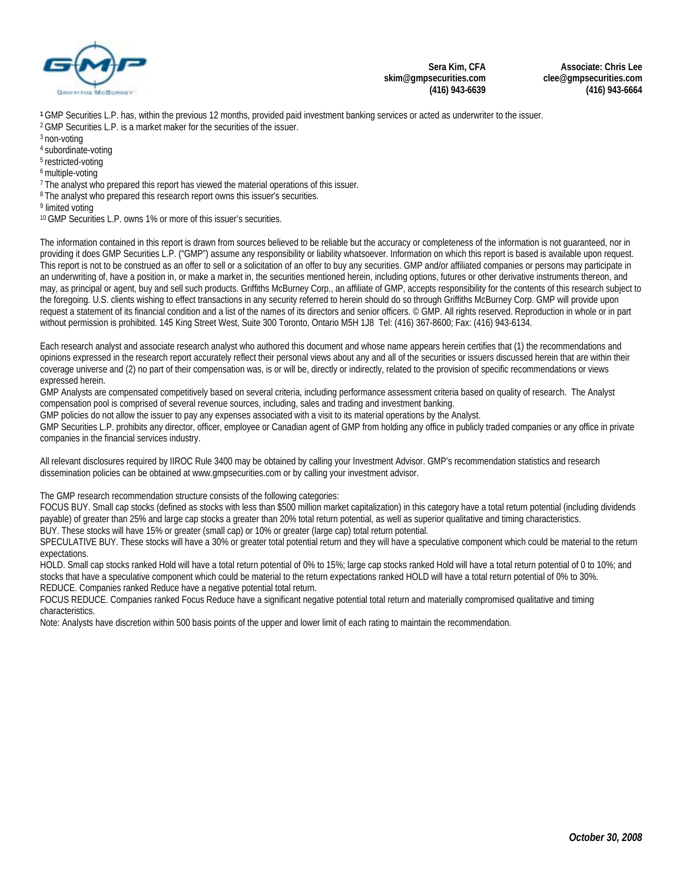Sera Kim, CFA
skim@gmpsecurities.com
(416) 943-6639

Associate: Chris Lee
clee@gmpsecurities.com
(416) 943-6664

[1] GMP Securities L.P. has, within the previous 12 months, provided paid investment banking services or acted as underwriter to the issuer.
[2] GMP Securities L.P. is a market maker for the securities of the issuer.
[3] non-voting
[4] subordinate-voting
[5] restricted-voting
[6] multiple-voting
[7] The analyst who prepared this report has viewed the material operations of this issuer.
[8] The analyst who prepared this research report owns this issuer's securities.
[9] limited voting
[10] GMP Securities L.P. owns 1% or more of this issuer's securities.

The information contained in this report is drawn from sources believed to be reliable but the accuracy or completeness of the information is not guaranteed, nor in providing it does GMP Securities L.P. ("GMP") assume any responsibility or liability whatsoever. Information on which this report is based is available upon request. This report is not to be construed as an offer to sell or a solicitation of an offer to buy any securities. GMP and/or affiliated companies or persons may participate in an underwriting of, have a position in, or make a market in, the securities mentioned herein, including options, futures or other derivative instruments thereon, and may, as principal or agent, buy and sell such products. Griffiths McBurney Corp., an affiliate of GMP, accepts responsibility for the contents of this research subject to the foregoing. U.S. clients wishing to effect transactions in any security referred to herein should do so through Griffiths McBurney Corp. GMP will provide upon request a statement of its financial condition and a list of the names of its directors and senior officers. © GMP. All rights reserved. Reproduction in whole or in part without permission is prohibited. 145 King Street West, Suite 300 Toronto, Ontario M5H 1J8 Tel: (416) 367-8600; Fax: (416) 943-6134.

Each research analyst and associate research analyst who authored this document and whose name appears herein certifies that (1) the recommendations and opinions expressed in the research report accurately reflect their personal views about any and all of the securities or issuers discussed herein that are within their coverage universe and (2) no part of their compensation was, is or will be, directly or indirectly, related to the provision of specific recommendations or views expressed herein.
GMP Analysts are compensated competitively based on several criteria, including performance assessment criteria based on quality of research. The Analyst compensation pool is comprised of several revenue sources, including, sales and trading and investment banking.
GMP policies do not allow the issuer to pay any expenses associated with a visit to its material operations by the Analyst.
GMP Securities L.P. prohibits any director, officer, employee or Canadian agent of GMP from holding any office in publicly traded companies or any office in private companies in the financial services industry.

All relevant disclosures required by IIROC Rule 3400 may be obtained by calling your Investment Advisor. GMP's recommendation statistics and research dissemination policies can be obtained at www.gmpsecurities.com or by calling your investment advisor.

The GMP research recommendation structure consists of the following categories:
FOCUS BUY. Small cap stocks (defined as stocks with less than $500 million market capitalization) in this category have a total return potential (including dividends payable) of greater than 25% and large cap stocks a greater than 20% total return potential, as well as superior qualitative and timing characteristics.
BUY. These stocks will have 15% or greater (small cap) or 10% or greater (large cap) total return potential.
SPECULATIVE BUY. These stocks will have a 30% or greater total potential return and they will have a speculative component which could be material to the return expectations.
HOLD. Small cap stocks ranked Hold will have a total return potential of 0% to 15%; large cap stocks ranked Hold will have a total return potential of 0 to 10%; and stocks that have a speculative component which could be material to the return expectations ranked HOLD will have a total return potential of 0% to 30%.
REDUCE. Companies ranked Reduce have a negative potential total return.
FOCUS REDUCE. Companies ranked Focus Reduce have a significant negative potential total return and materially compromised qualitative and timing characteristics.
Note: Analysts have discretion within 500 basis points of the upper and lower limit of each rating to maintain the recommendation.

*October 30, 2008*